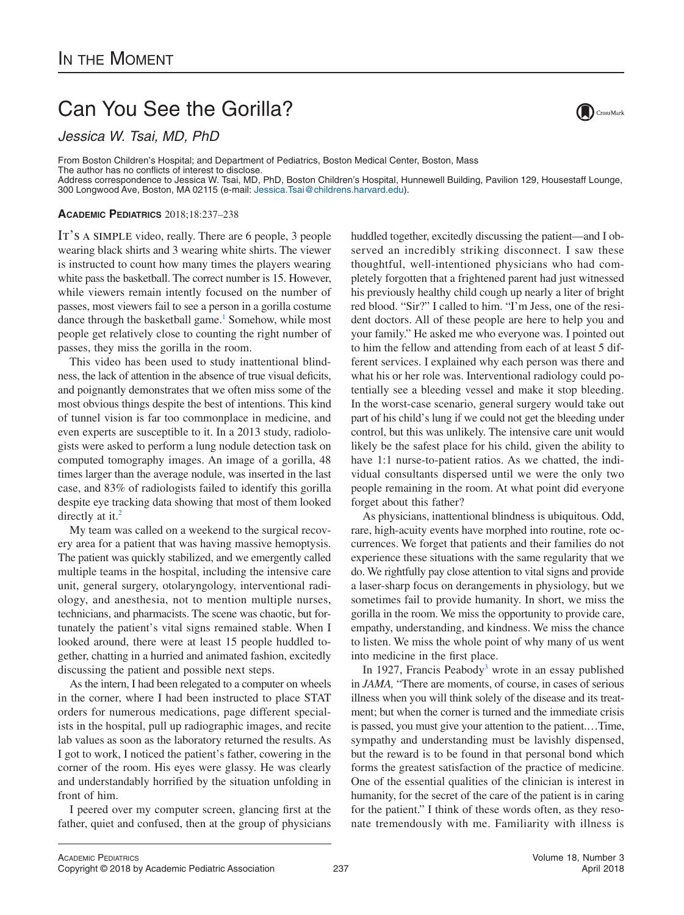In the Moment

# Can You See the Gorilla?

*Jessica W. Tsai, MD, PhD*

From Boston Children's Hospital; and Department of Pediatrics, Boston Medical Center, Boston, Mass
The author has no conflicts of interest to disclose.
Address correspondence to Jessica W. Tsai, MD, PhD, Boston Children's Hospital, Hunnewell Building, Pavilion 129, Housestaff Lounge, 300 Longwood Ave, Boston, MA 02115 (e-mail: Jessica.Tsai@childrens.harvard.edu).

**Academic Pediatrics** 2018;18:237–238

It's a simple video, really. There are 6 people, 3 people wearing black shirts and 3 wearing white shirts. The viewer is instructed to count how many times the players wearing white pass the basketball. The correct number is 15. However, while viewers remain intently focused on the number of passes, most viewers fail to see a person in a gorilla costume dance through the basketball game.[1] Somehow, while most people get relatively close to counting the right number of passes, they miss the gorilla in the room.

This video has been used to study inattentional blindness, the lack of attention in the absence of true visual deficits, and poignantly demonstrates that we often miss some of the most obvious things despite the best of intentions. This kind of tunnel vision is far too commonplace in medicine, and even experts are susceptible to it. In a 2013 study, radiologists were asked to perform a lung nodule detection task on computed tomography images. An image of a gorilla, 48 times larger than the average nodule, was inserted in the last case, and 83% of radiologists failed to identify this gorilla despite eye tracking data showing that most of them looked directly at it.[2]

My team was called on a weekend to the surgical recovery area for a patient that was having massive hemoptysis. The patient was quickly stabilized, and we emergently called multiple teams in the hospital, including the intensive care unit, general surgery, otolaryngology, interventional radiology, and anesthesia, not to mention multiple nurses, technicians, and pharmacists. The scene was chaotic, but fortunately the patient's vital signs remained stable. When I looked around, there were at least 15 people huddled together, chatting in a hurried and animated fashion, excitedly discussing the patient and possible next steps.

As the intern, I had been relegated to a computer on wheels in the corner, where I had been instructed to place STAT orders for numerous medications, page different specialists in the hospital, pull up radiographic images, and recite lab values as soon as the laboratory returned the results. As I got to work, I noticed the patient's father, cowering in the corner of the room. His eyes were glassy. He was clearly and understandably horrified by the situation unfolding in front of him.

I peered over my computer screen, glancing first at the father, quiet and confused, then at the group of physicians huddled together, excitedly discussing the patient—and I observed an incredibly striking disconnect. I saw these thoughtful, well-intentioned physicians who had completely forgotten that a frightened parent had just witnessed his previously healthy child cough up nearly a liter of bright red blood. "Sir?" I called to him. "I'm Jess, one of the resident doctors. All of these people are here to help you and your family." He asked me who everyone was. I pointed out to him the fellow and attending from each of at least 5 different services. I explained why each person was there and what his or her role was. Interventional radiology could potentially see a bleeding vessel and make it stop bleeding. In the worst-case scenario, general surgery would take out part of his child's lung if we could not get the bleeding under control, but this was unlikely. The intensive care unit would likely be the safest place for his child, given the ability to have 1:1 nurse-to-patient ratios. As we chatted, the individual consultants dispersed until we were the only two people remaining in the room. At what point did everyone forget about this father?

As physicians, inattentional blindness is ubiquitous. Odd, rare, high-acuity events have morphed into routine, rote occurrences. We forget that patients and their families do not experience these situations with the same regularity that we do. We rightfully pay close attention to vital signs and provide a laser-sharp focus on derangements in physiology, but we sometimes fail to provide humanity. In short, we miss the gorilla in the room. We miss the opportunity to provide care, empathy, understanding, and kindness. We miss the chance to listen. We miss the whole point of why many of us went into medicine in the first place.

In 1927, Francis Peabody[3] wrote in an essay published in *JAMA,* "There are moments, of course, in cases of serious illness when you will think solely of the disease and its treatment; but when the corner is turned and the immediate crisis is passed, you must give your attention to the patient.…Time, sympathy and understanding must be lavishly dispensed, but the reward is to be found in that personal bond which forms the greatest satisfaction of the practice of medicine. One of the essential qualities of the clinician is interest in humanity, for the secret of the care of the patient is in caring for the patient." I think of these words often, as they resonate tremendously with me. Familiarity with illness is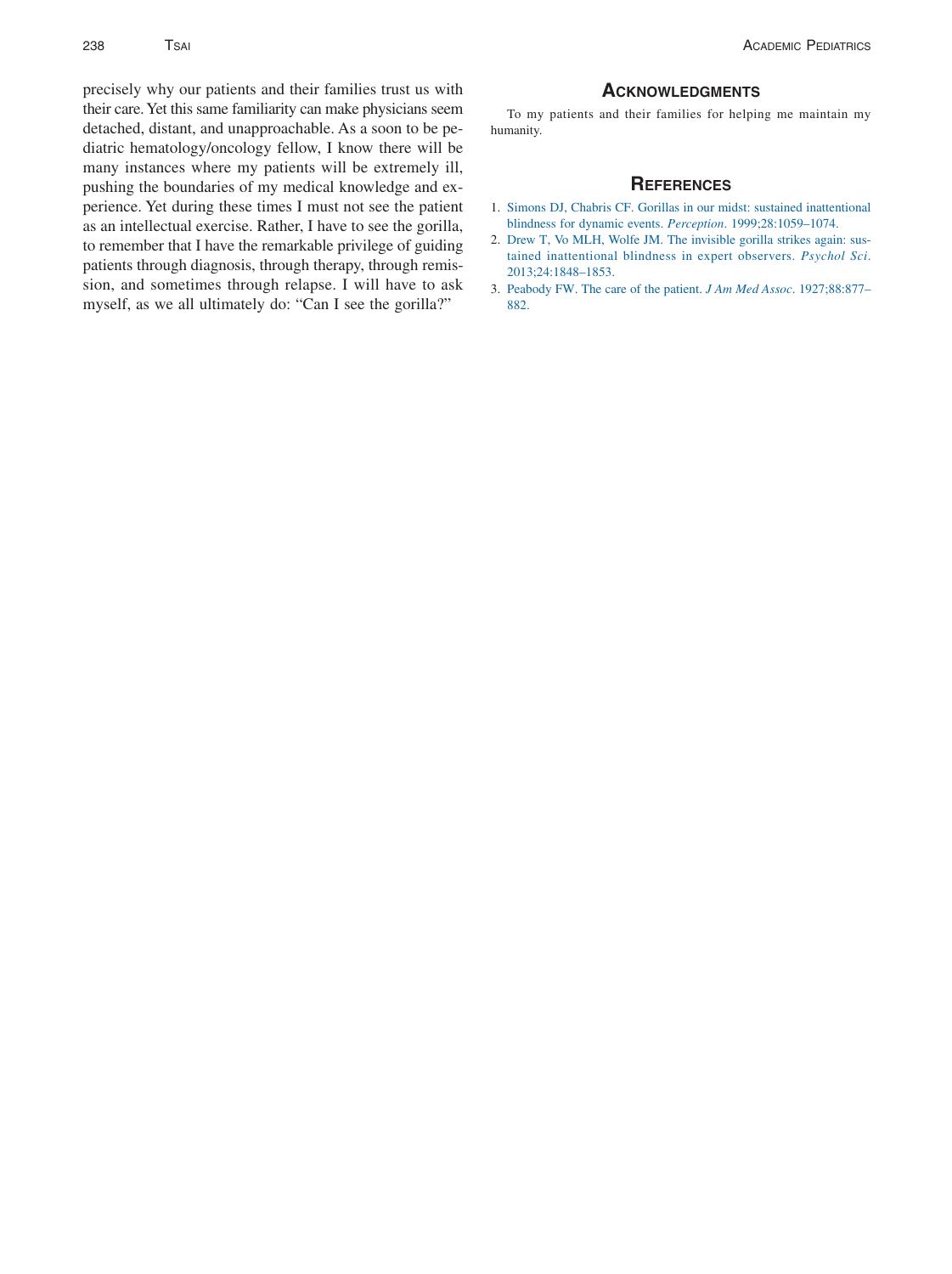precisely why our patients and their families trust us with their care. Yet this same familiarity can make physicians seem detached, distant, and unapproachable. As a soon to be pediatric hematology/oncology fellow, I know there will be many instances where my patients will be extremely ill, pushing the boundaries of my medical knowledge and experience. Yet during these times I must not see the patient as an intellectual exercise. Rather, I have to see the gorilla, to remember that I have the remarkable privilege of guiding patients through diagnosis, through therapy, through remission, and sometimes through relapse. I will have to ask myself, as we all ultimately do: "Can I see the gorilla?"

## Acknowledgments

To my patients and their families for helping me maintain my humanity.

## References

1. Simons DJ, Chabris CF. Gorillas in our midst: sustained inattentional blindness for dynamic events. *Perception*. 1999;28:1059–1074.
2. Drew T, Vo MLH, Wolfe JM. The invisible gorilla strikes again: sustained inattentional blindness in expert observers. *Psychol Sci*. 2013;24:1848–1853.
3. Peabody FW. The care of the patient. *J Am Med Assoc*. 1927;88:877–882.